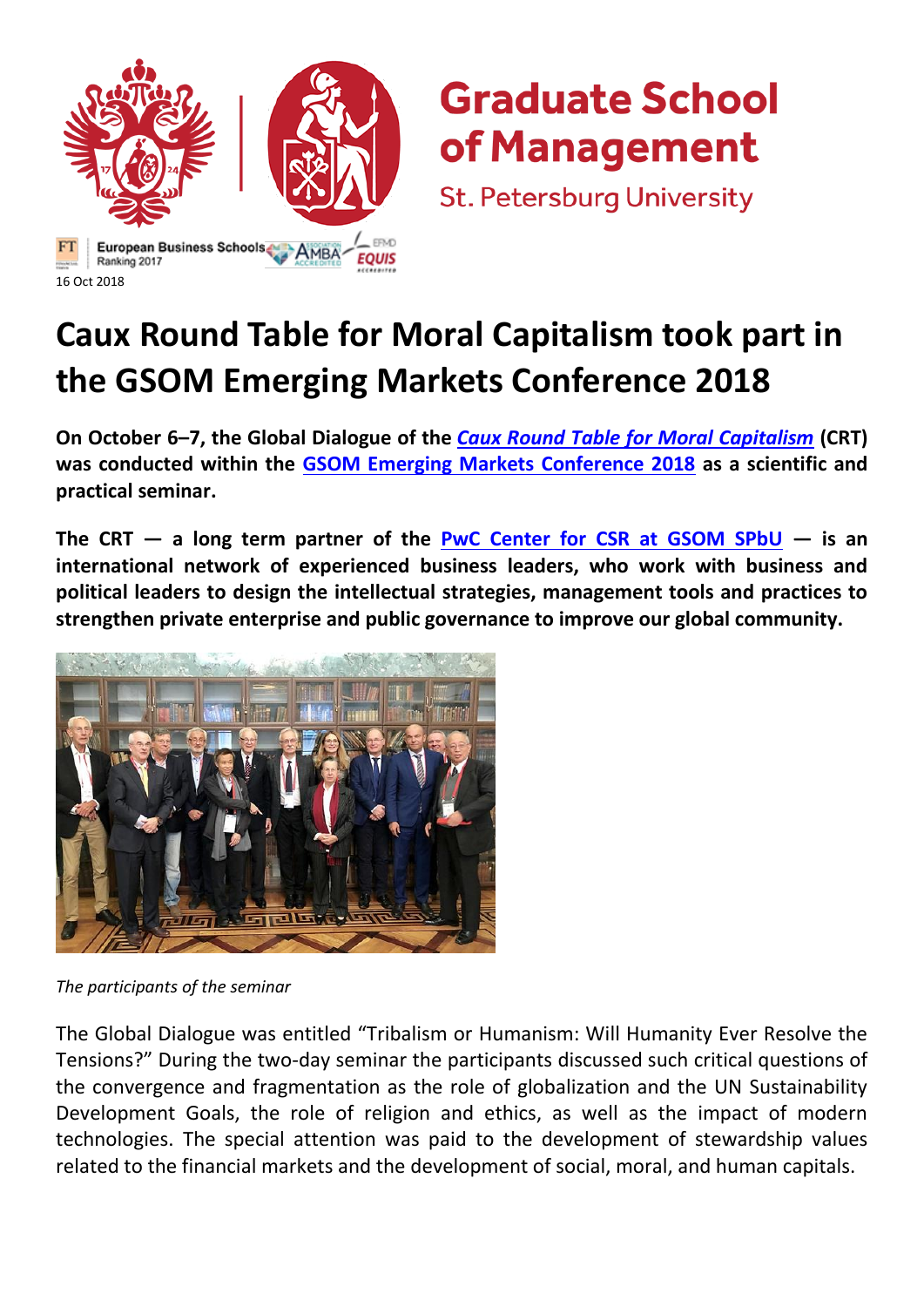Graduate School of Management

St. Petersburg University

16 Oct 2018

# Caux Round Table for Moral Capitalism took part in the GSOM Emerging Markets Conference 2018

**On October 6–7, the Global Dialogue of the *Caux Round Table for Moral Capitalism* (CRT) was conducted within the GSOM Emerging Markets Conference 2018 as a scientific and practical seminar.**

**The CRT — a long term partner of the PwC Center for CSR at GSOM SPbU — is an international network of experienced business leaders, who work with business and political leaders to design the intellectual strategies, management tools and practices to strengthen private enterprise and public governance to improve our global community.**

*The participants of the seminar*

The Global Dialogue was entitled "Tribalism or Humanism: Will Humanity Ever Resolve the Tensions?" During the two-day seminar the participants discussed such critical questions of the convergence and fragmentation as the role of globalization and the UN Sustainability Development Goals, the role of religion and ethics, as well as the impact of modern technologies. The special attention was paid to the development of stewardship values related to the financial markets and the development of social, moral, and human capitals.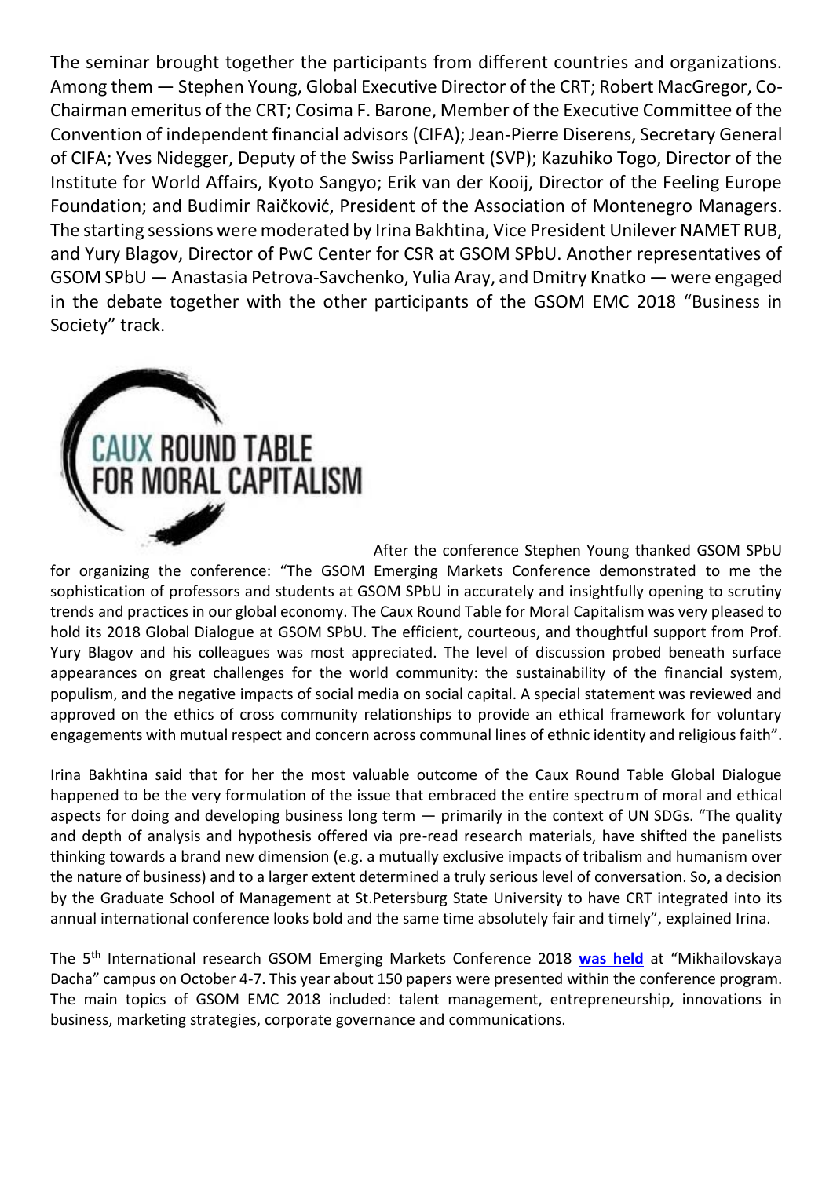The seminar brought together the participants from different countries and organizations. Among them — Stephen Young, Global Executive Director of the CRT; Robert MacGregor, Co-Chairman emeritus of the CRT; Cosima F. Barone, Member of the Executive Committee of the Convention of independent financial advisors (CIFA); Jean-Pierre Diserens, Secretary General of CIFA; Yves Nidegger, Deputy of the Swiss Parliament (SVP); Kazuhiko Togo, Director of the Institute for World Affairs, Kyoto Sangyo; Erik van der Kooij, Director of the Feeling Europe Foundation; and Budimir Raičković, President of the Association of Montenegro Managers. The starting sessions were moderated by Irina Bakhtina, Vice President Unilever NAMET RUB, and Yury Blagov, Director of PwC Center for CSR at GSOM SPbU. Another representatives of GSOM SPbU — Anastasia Petrova-Savchenko, Yulia Aray, and Dmitry Knatko — were engaged in the debate together with the other participants of the GSOM EMC 2018 "Business in Society" track.

CAUX ROUND TABLE FOR MORAL CAPITALISM

After the conference Stephen Young thanked GSOM SPbU for organizing the conference: "The GSOM Emerging Markets Conference demonstrated to me the sophistication of professors and students at GSOM SPbU in accurately and insightfully opening to scrutiny trends and practices in our global economy. The Caux Round Table for Moral Capitalism was very pleased to hold its 2018 Global Dialogue at GSOM SPbU. The efficient, courteous, and thoughtful support from Prof. Yury Blagov and his colleagues was most appreciated. The level of discussion probed beneath surface appearances on great challenges for the world community: the sustainability of the financial system, populism, and the negative impacts of social media on social capital. A special statement was reviewed and approved on the ethics of cross community relationships to provide an ethical framework for voluntary engagements with mutual respect and concern across communal lines of ethnic identity and religious faith".

Irina Bakhtina said that for her the most valuable outcome of the Caux Round Table Global Dialogue happened to be the very formulation of the issue that embraced the entire spectrum of moral and ethical aspects for doing and developing business long term — primarily in the context of UN SDGs. "The quality and depth of analysis and hypothesis offered via pre-read research materials, have shifted the panelists thinking towards a brand new dimension (e.g. a mutually exclusive impacts of tribalism and humanism over the nature of business) and to a larger extent determined a truly serious level of conversation. So, a decision by the Graduate School of Management at St.Petersburg State University to have CRT integrated into its annual international conference looks bold and the same time absolutely fair and timely", explained Irina.

The 5th International research GSOM Emerging Markets Conference 2018 **was held** at "Mikhailovskaya Dacha" campus on October 4-7. This year about 150 papers were presented within the conference program. The main topics of GSOM EMC 2018 included: talent management, entrepreneurship, innovations in business, marketing strategies, corporate governance and communications.